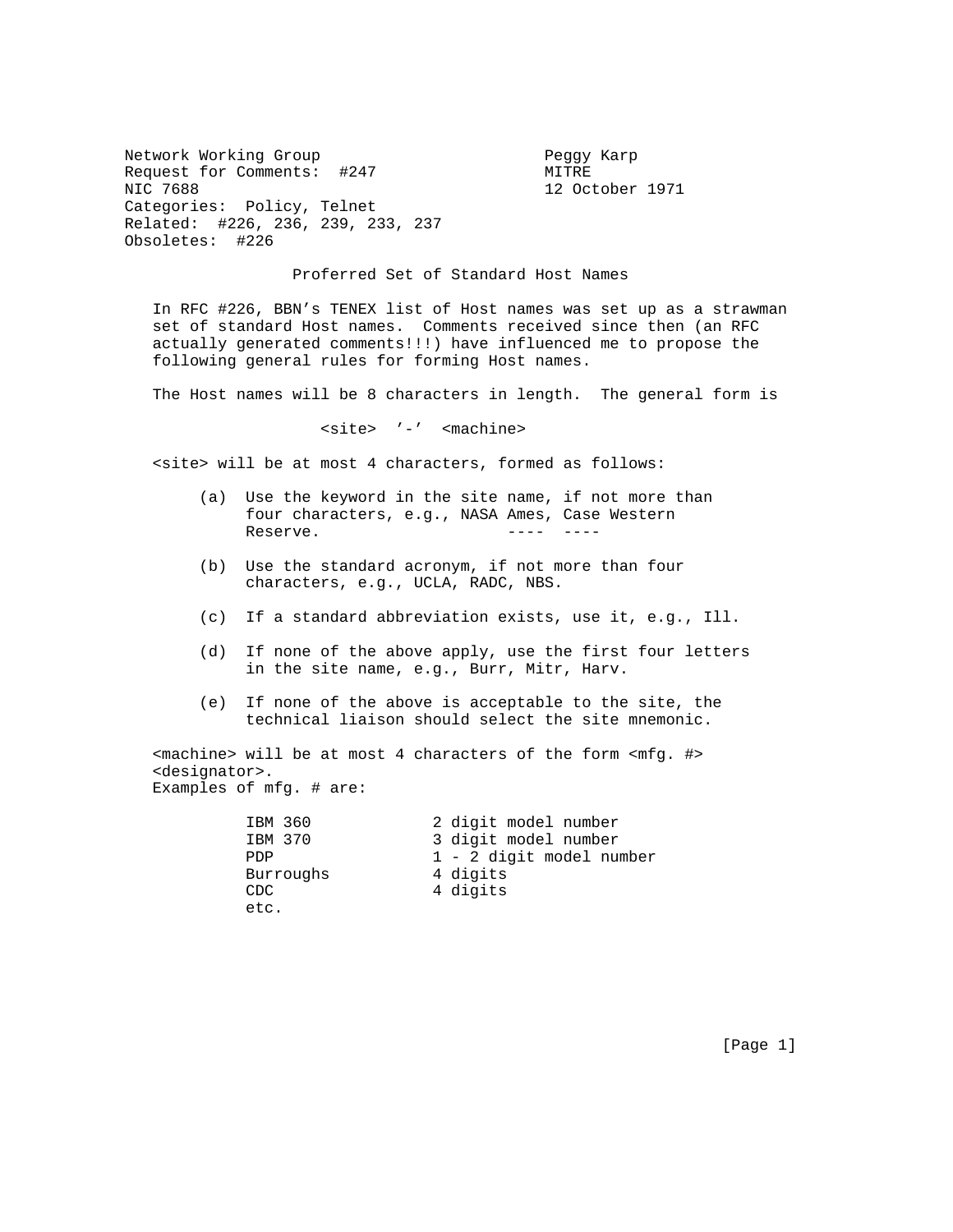Network Working Group — Peggy Karp
Request for Comments: #247 — MITRE
NIC 7688 — 12 October 1971
Categories: Policy, Telnet
Related: #226, 236, 239, 233, 237
Obsoletes: #226

# Proferred Set of Standard Host Names

In RFC #226, BBN's TENEX list of Host names was set up as a strawman set of standard Host names. Comments received since then (an RFC actually generated comments!!!) have influenced me to propose the following general rules for forming Host names.

The Host names will be 8 characters in length. The general form is

```
<site>  '-'  <machine>
```

<site> will be at most 4 characters, formed as follows:

(a) Use the keyword in the site name, if not more than four characters, e.g., NASA Ames, Case Western Reserve.

(b) Use the standard acronym, if not more than four characters, e.g., UCLA, RADC, NBS.

(c) If a standard abbreviation exists, use it, e.g., Ill.

(d) If none of the above apply, use the first four letters in the site name, e.g., Burr, Mitr, Harv.

(e) If none of the above is acceptable to the site, the technical liaison should select the site mnemonic.

<machine> will be at most 4 characters of the form <mfg. #> <designator>.
Examples of mfg. # are:

| | |
|---|---|
| IBM 360 | 2 digit model number |
| IBM 370 | 3 digit model number |
| PDP | 1 - 2 digit model number |
| Burroughs | 4 digits |
| CDC | 4 digits |
| etc. | |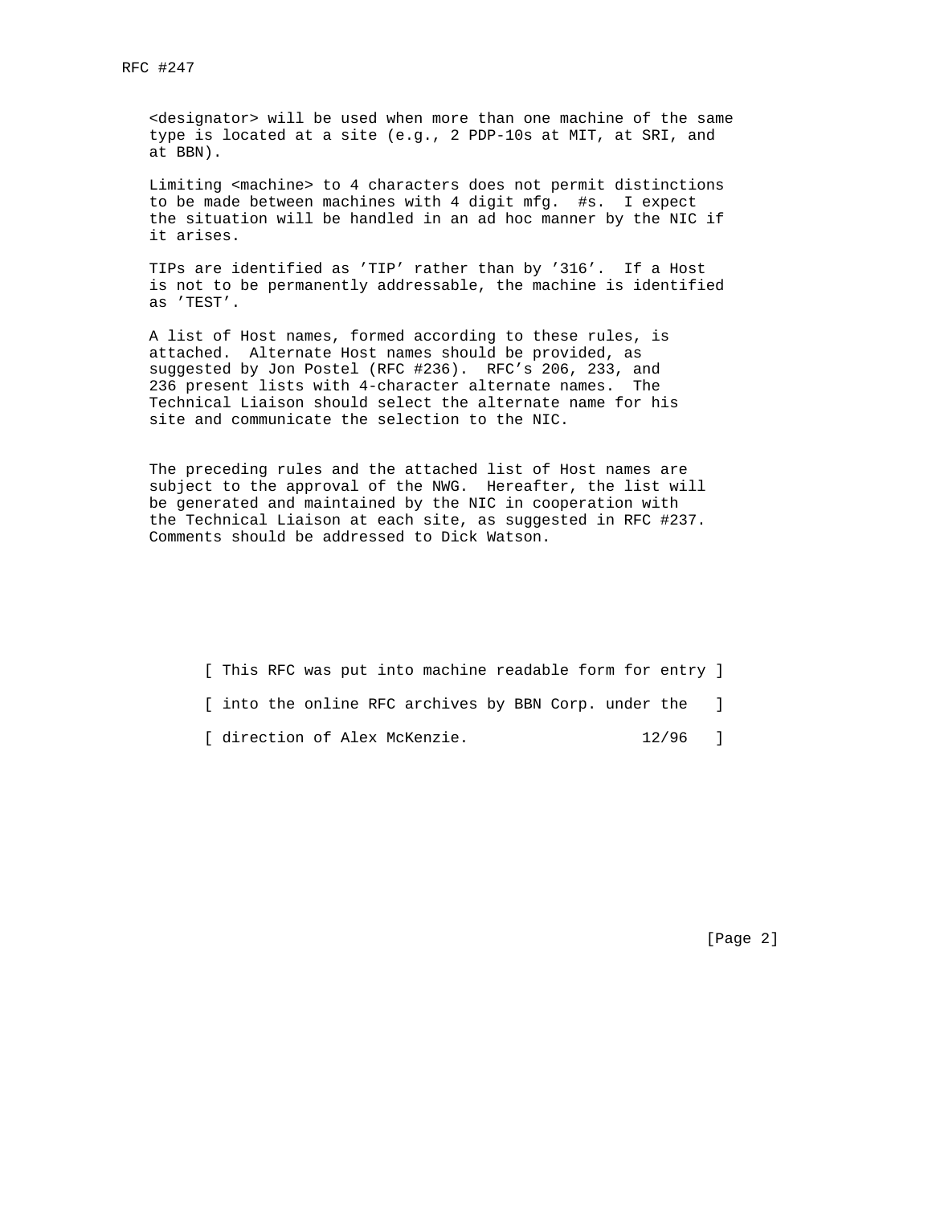<designator> will be used when more than one machine of the same type is located at a site (e.g., 2 PDP-10s at MIT, at SRI, and at BBN).

Limiting <machine> to 4 characters does not permit distinctions to be made between machines with 4 digit mfg. #s. I expect the situation will be handled in an ad hoc manner by the NIC if it arises.

TIPs are identified as 'TIP' rather than by '316'. If a Host is not to be permanently addressable, the machine is identified as 'TEST'.

A list of Host names, formed according to these rules, is attached. Alternate Host names should be provided, as suggested by Jon Postel (RFC #236). RFC's 206, 233, and 236 present lists with 4-character alternate names. The Technical Liaison should select the alternate name for his site and communicate the selection to the NIC.

The preceding rules and the attached list of Host names are subject to the approval of the NWG. Hereafter, the list will be generated and maintained by the NIC in cooperation with the Technical Liaison at each site, as suggested in RFC #237. Comments should be addressed to Dick Watson.

[ This RFC was put into machine readable form for entry ]

[ into the online RFC archives by BBN Corp. under the ]

[ direction of Alex McKenzie. 12/96 ]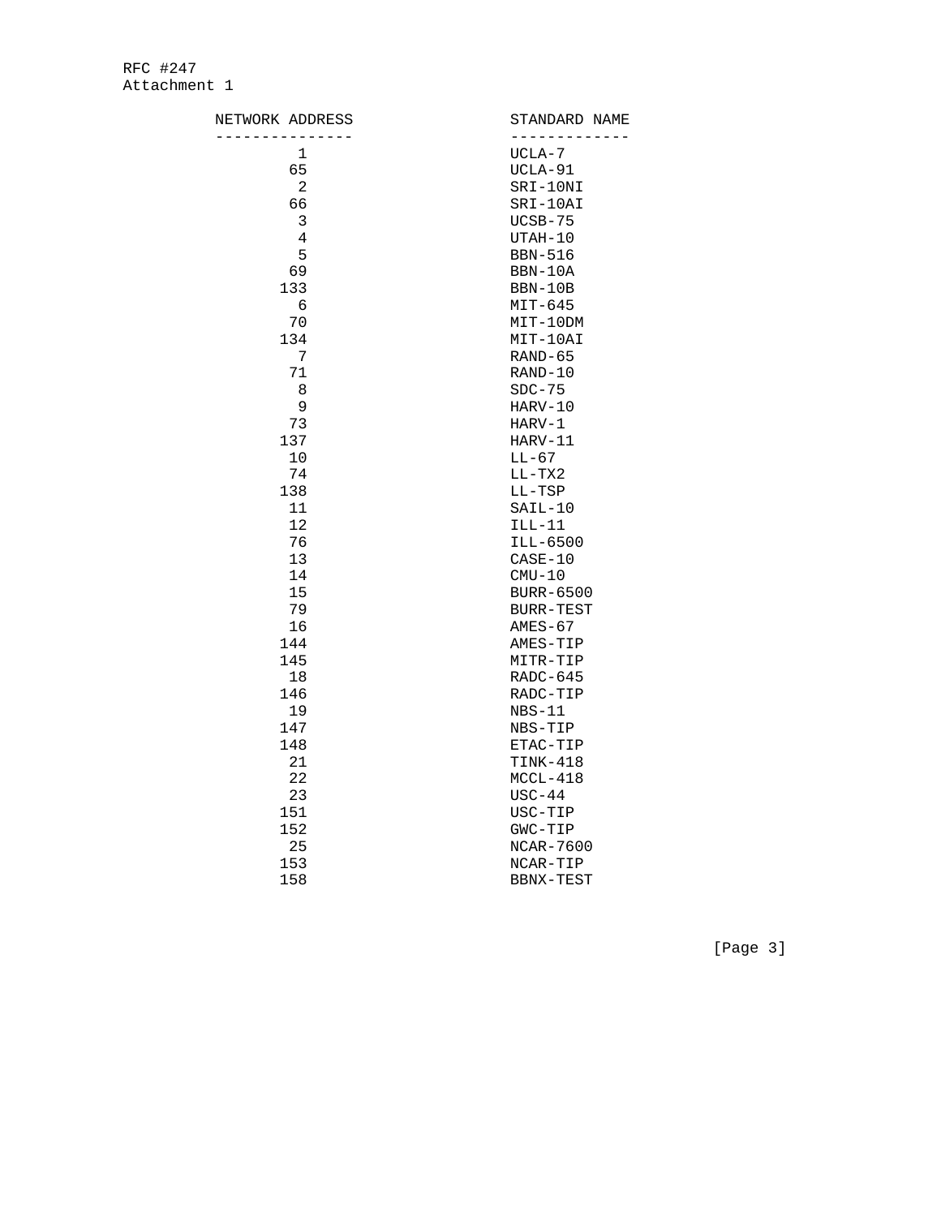RFC #247
Attachment 1

| NETWORK ADDRESS | STANDARD NAME |
|---|---|
| 1 | UCLA-7 |
| 65 | UCLA-91 |
| 2 | SRI-10NI |
| 66 | SRI-10AI |
| 3 | UCSB-75 |
| 4 | UTAH-10 |
| 5 | BBN-516 |
| 69 | BBN-10A |
| 133 | BBN-10B |
| 6 | MIT-645 |
| 70 | MIT-10DM |
| 134 | MIT-10AI |
| 7 | RAND-65 |
| 71 | RAND-10 |
| 8 | SDC-75 |
| 9 | HARV-10 |
| 73 | HARV-1 |
| 137 | HARV-11 |
| 10 | LL-67 |
| 74 | LL-TX2 |
| 138 | LL-TSP |
| 11 | SAIL-10 |
| 12 | ILL-11 |
| 76 | ILL-6500 |
| 13 | CASE-10 |
| 14 | CMU-10 |
| 15 | BURR-6500 |
| 79 | BURR-TEST |
| 16 | AMES-67 |
| 144 | AMES-TIP |
| 145 | MITR-TIP |
| 18 | RADC-645 |
| 146 | RADC-TIP |
| 19 | NBS-11 |
| 147 | NBS-TIP |
| 148 | ETAC-TIP |
| 21 | TINK-418 |
| 22 | MCCL-418 |
| 23 | USC-44 |
| 151 | USC-TIP |
| 152 | GWC-TIP |
| 25 | NCAR-7600 |
| 153 | NCAR-TIP |
| 158 | BBNX-TEST |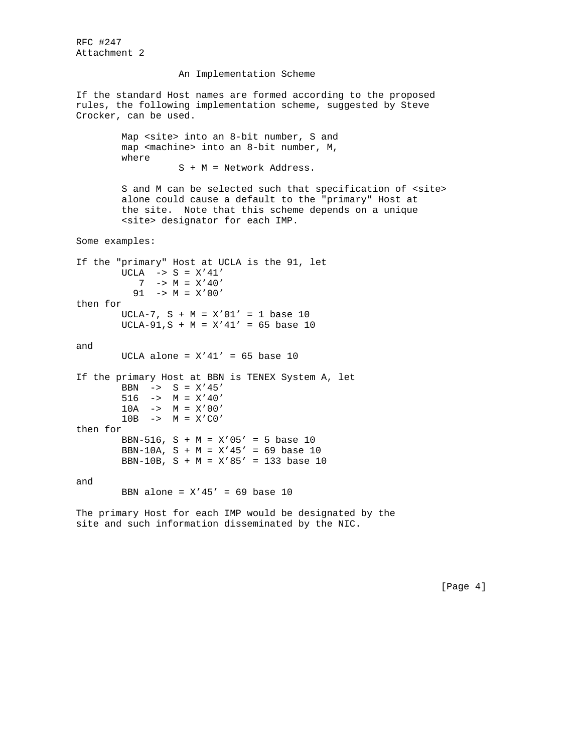RFC #247
Attachment 2

## An Implementation Scheme

If the standard Host names are formed according to the proposed rules, the following implementation scheme, suggested by Steve Crocker, can be used.

> Map <site> into an 8-bit number, S and map <machine> into an 8-bit number, M, where
>
> S + M = Network Address.
>
> S and M can be selected such that specification of <site> alone could cause a default to the "primary" Host at the site. Note that this scheme depends on a unique <site> designator for each IMP.

Some examples:

If the "primary" Host at UCLA is the 91, let

```
        UCLA  -> S = X'41'
           7  -> M = X'40'
          91  -> M = X'00'
```

then for

```
        UCLA-7, S + M = X'01' = 1 base 10
        UCLA-91,S + M = X'41' = 65 base 10
```

and

```
        UCLA alone = X'41' = 65 base 10
```

If the primary Host at BBN is TENEX System A, let

```
        BBN  ->  S = X'45'
        516  ->  M = X'40'
        10A  ->  M = X'00'
        10B  ->  M = X'C0'
```

then for

```
        BBN-516, S + M = X'05' = 5 base 10
        BBN-10A, S + M = X'45' = 69 base 10
        BBN-10B, S + M = X'85' = 133 base 10
```

and

```
        BBN alone = X'45' = 69 base 10
```

The primary Host for each IMP would be designated by the site and such information disseminated by the NIC.